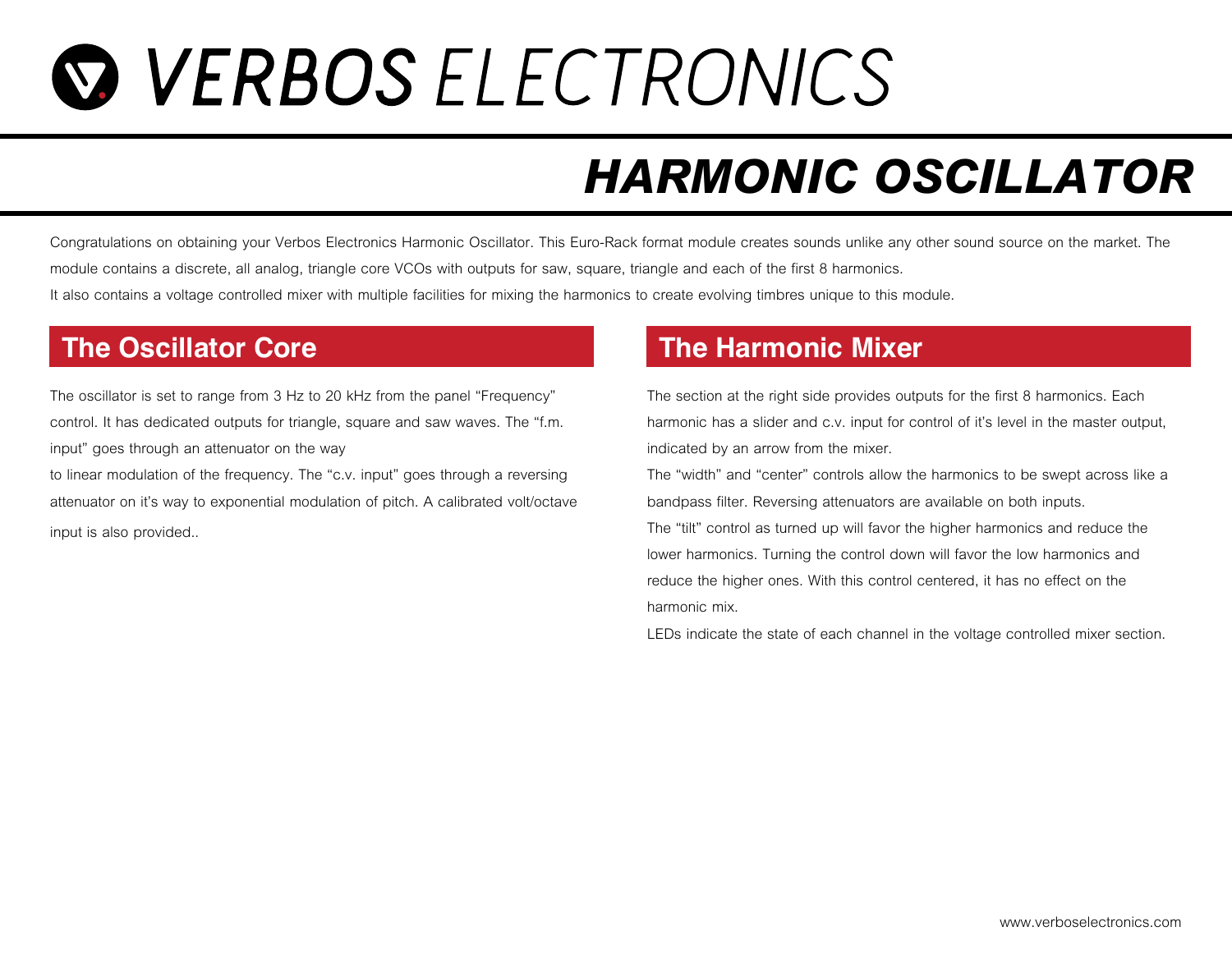# VERBOS ELECTRONICS

## *HARMONIC OSCILLATOR*

Congratulations on obtaining your Verbos Electronics Harmonic Oscillator. This Euro-Rack format module creates sounds unlike any other sound source on the market. The module contains a discrete, all analog, triangle core VCOs with outputs for saw, square, triangle and each of the first 8 harmonics.
It also contains a voltage controlled mixer with multiple facilities for mixing the harmonics to create evolving timbres unique to this module.

## The Oscillator Core

The oscillator is set to range from 3 Hz to 20 kHz from the panel "Frequency" control. It has dedicated outputs for triangle, square and saw waves. The "f.m. input" goes through an attenuator on the way
to linear modulation of the frequency. The "c.v. input" goes through a reversing attenuator on it's way to exponential modulation of pitch. A calibrated volt/octave input is also provided..

## The Harmonic Mixer

The section at the right side provides outputs for the first 8 harmonics. Each harmonic has a slider and c.v. input for control of it's level in the master output, indicated by an arrow from the mixer.
The "width" and "center" controls allow the harmonics to be swept across like a bandpass filter. Reversing attenuators are available on both inputs.
The "tilt" control as turned up will favor the higher harmonics and reduce the lower harmonics. Turning the control down will favor the low harmonics and reduce the higher ones. With this control centered, it has no effect on the harmonic mix.
LEDs indicate the state of each channel in the voltage controlled mixer section.

www.verboselectronics.com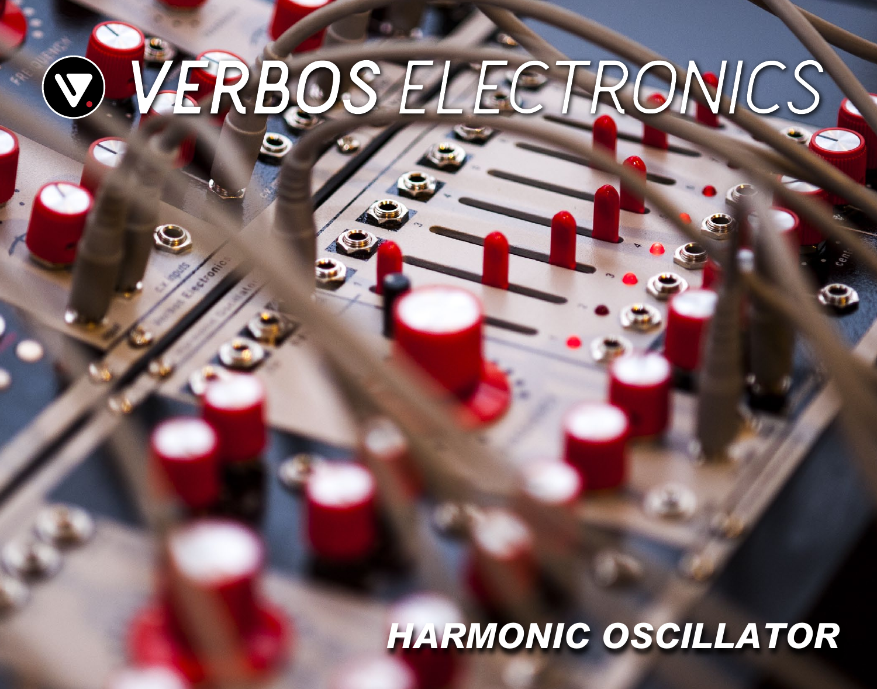# VERBOS ELECTRONICS

## HARMONIC OSCILLATOR